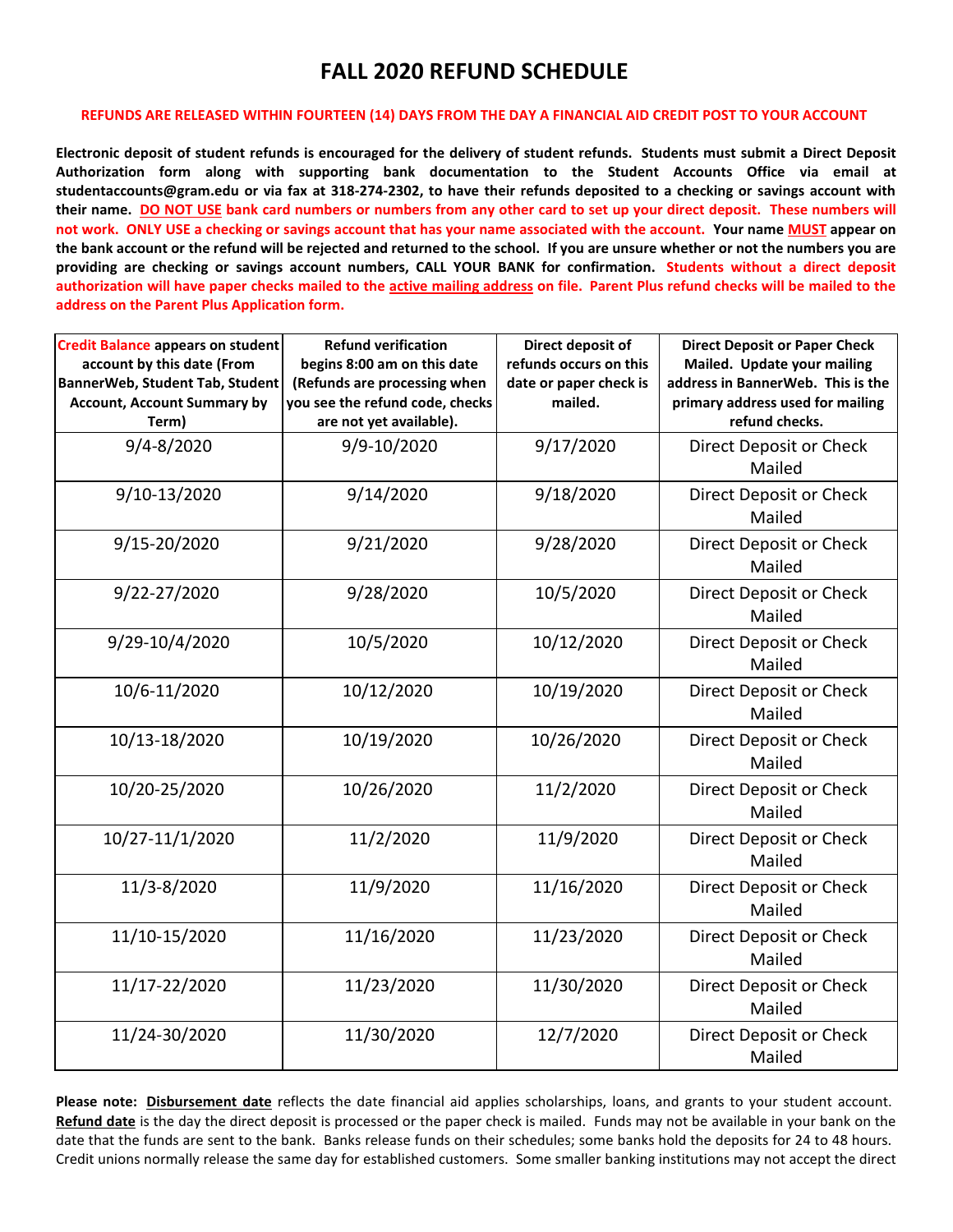# FALL 2020 REFUND SCHEDULE

**REFUNDS ARE RELEASED WITHIN FOURTEEN (14) DAYS FROM THE DAY A FINANCIAL AID CREDIT POST TO YOUR ACCOUNT**

**Electronic deposit of student refunds is encouraged for the delivery of student refunds. Students must submit a Direct Deposit Authorization form along with supporting bank documentation to the Student Accounts Office via email at studentaccounts@gram.edu or via fax at 318-274-2302, to have their refunds deposited to a checking or savings account with their name. DO NOT USE bank card numbers or numbers from any other card to set up your direct deposit. These numbers will not work. ONLY USE a checking or savings account that has your name associated with the account. Your name MUST appear on the bank account or the refund will be rejected and returned to the school. If you are unsure whether or not the numbers you are providing are checking or savings account numbers, CALL YOUR BANK for confirmation. Students without a direct deposit authorization will have paper checks mailed to the active mailing address on file. Parent Plus refund checks will be mailed to the address on the Parent Plus Application form.**

| Credit Balance appears on student account by this date (From BannerWeb, Student Tab, Student Account, Account Summary by Term) | Refund verification begins 8:00 am on this date (Refunds are processing when you see the refund code, checks are not yet available). | Direct deposit of refunds occurs on this date or paper check is mailed. | Direct Deposit or Paper Check Mailed. Update your mailing address in BannerWeb. This is the primary address used for mailing refund checks. |
|---|---|---|---|
| 9/4-8/2020 | 9/9-10/2020 | 9/17/2020 | Direct Deposit or Check Mailed |
| 9/10-13/2020 | 9/14/2020 | 9/18/2020 | Direct Deposit or Check Mailed |
| 9/15-20/2020 | 9/21/2020 | 9/28/2020 | Direct Deposit or Check Mailed |
| 9/22-27/2020 | 9/28/2020 | 10/5/2020 | Direct Deposit or Check Mailed |
| 9/29-10/4/2020 | 10/5/2020 | 10/12/2020 | Direct Deposit or Check Mailed |
| 10/6-11/2020 | 10/12/2020 | 10/19/2020 | Direct Deposit or Check Mailed |
| 10/13-18/2020 | 10/19/2020 | 10/26/2020 | Direct Deposit or Check Mailed |
| 10/20-25/2020 | 10/26/2020 | 11/2/2020 | Direct Deposit or Check Mailed |
| 10/27-11/1/2020 | 11/2/2020 | 11/9/2020 | Direct Deposit or Check Mailed |
| 11/3-8/2020 | 11/9/2020 | 11/16/2020 | Direct Deposit or Check Mailed |
| 11/10-15/2020 | 11/16/2020 | 11/23/2020 | Direct Deposit or Check Mailed |
| 11/17-22/2020 | 11/23/2020 | 11/30/2020 | Direct Deposit or Check Mailed |
| 11/24-30/2020 | 11/30/2020 | 12/7/2020 | Direct Deposit or Check Mailed |

**Please note:** **Disbursement date** reflects the date financial aid applies scholarships, loans, and grants to your student account. **Refund date** is the day the direct deposit is processed or the paper check is mailed. Funds may not be available in your bank on the date that the funds are sent to the bank. Banks release funds on their schedules; some banks hold the deposits for 24 to 48 hours. Credit unions normally release the same day for established customers. Some smaller banking institutions may not accept the direct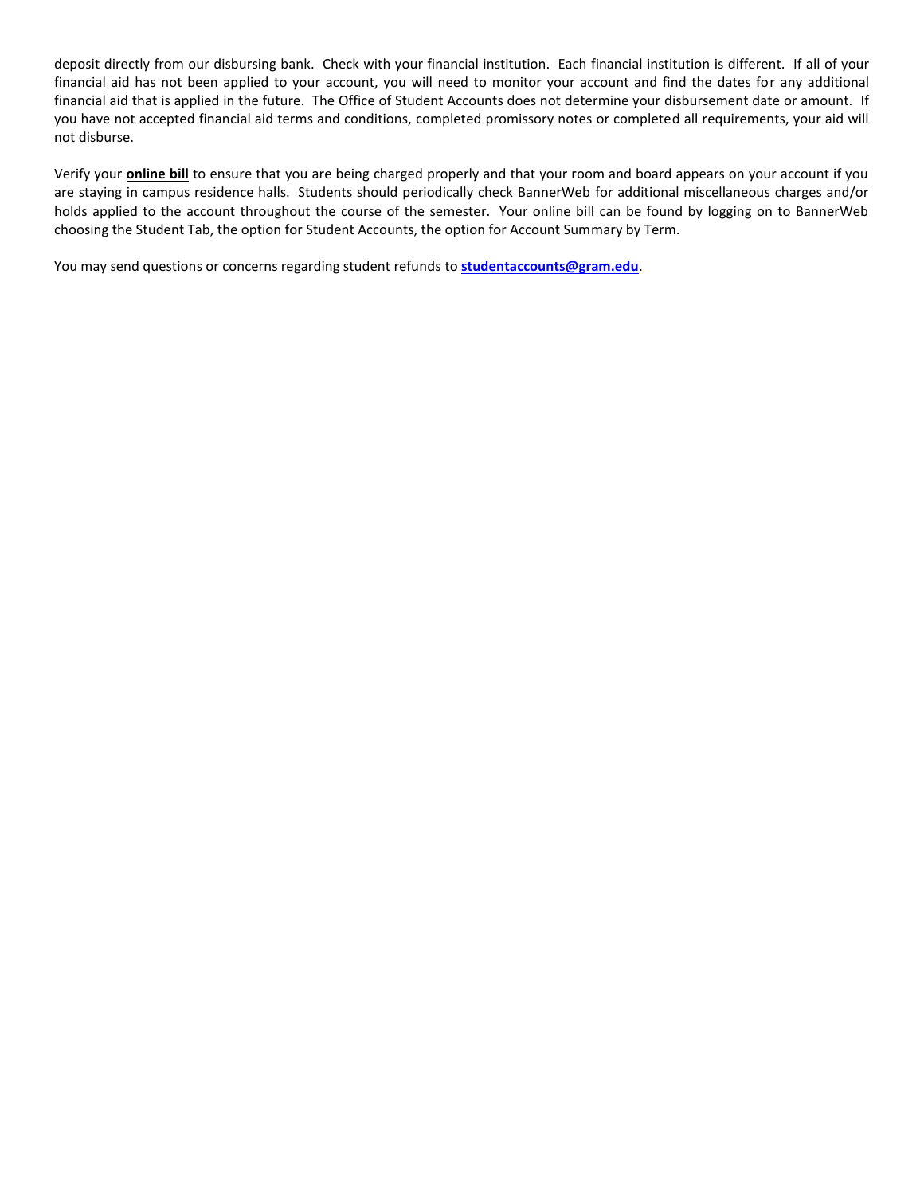deposit directly from our disbursing bank. Check with your financial institution. Each financial institution is different. If all of your financial aid has not been applied to your account, you will need to monitor your account and find the dates for any additional financial aid that is applied in the future. The Office of Student Accounts does not determine your disbursement date or amount. If you have not accepted financial aid terms and conditions, completed promissory notes or completed all requirements, your aid will not disburse.

Verify your **online bill** to ensure that you are being charged properly and that your room and board appears on your account if you are staying in campus residence halls. Students should periodically check BannerWeb for additional miscellaneous charges and/or holds applied to the account throughout the course of the semester. Your online bill can be found by logging on to BannerWeb choosing the Student Tab, the option for Student Accounts, the option for Account Summary by Term.

You may send questions or concerns regarding student refunds to **studentaccounts@gram.edu**.